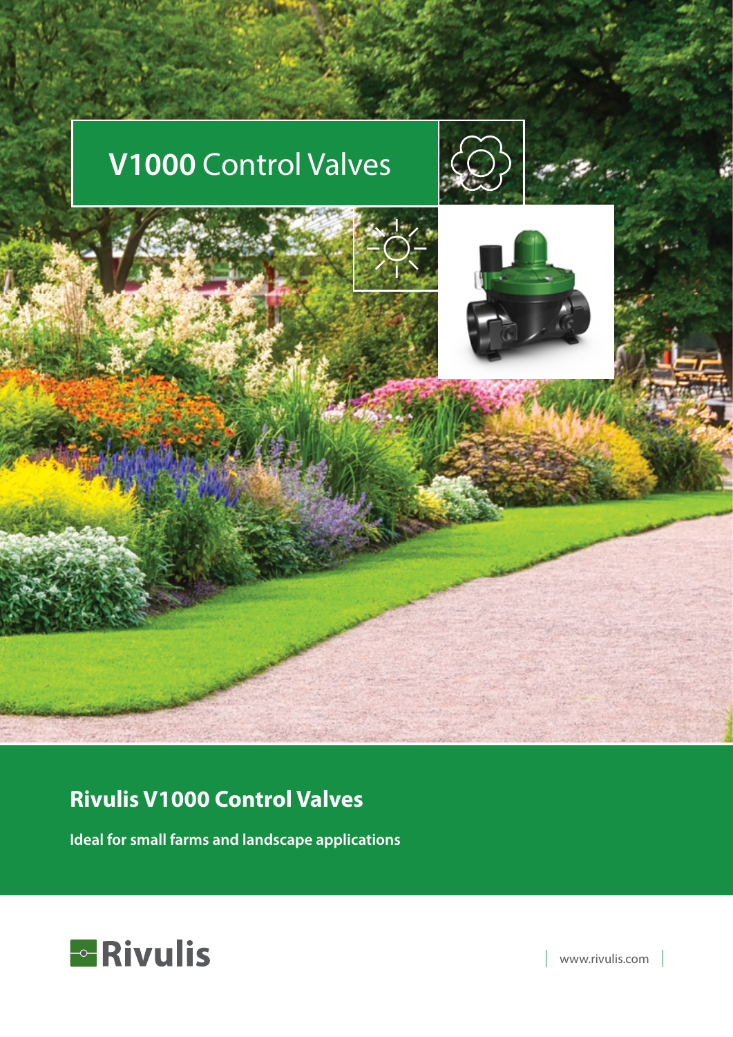# V1000 Control Valves

## Rivulis V1000 Control Valves

**Ideal for small farms and landscape applications**

Rivulis

www.rivulis.com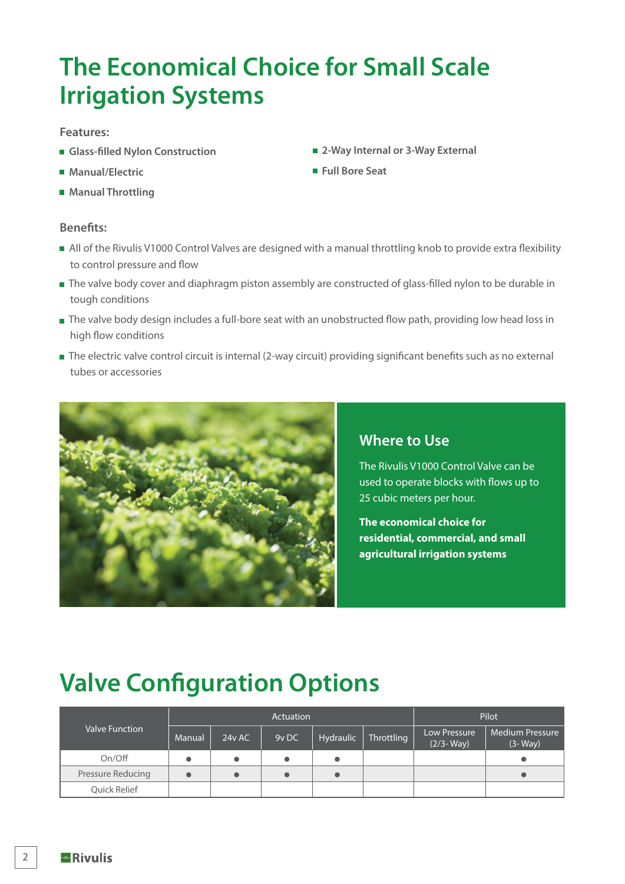# The Economical Choice for Small Scale Irrigation Systems

**Features:**

- **Glass-filled Nylon Construction**
- **Manual/Electric**
- **Manual Throttling**
- **2-Way Internal or 3-Way External**
- **Full Bore Seat**

**Benefits:**

- All of the Rivulis V1000 Control Valves are designed with a manual throttling knob to provide extra flexibility to control pressure and flow
- The valve body cover and diaphragm piston assembly are constructed of glass-filled nylon to be durable in tough conditions
- The valve body design includes a full-bore seat with an unobstructed flow path, providing low head loss in high flow conditions
- The electric valve control circuit is internal (2-way circuit) providing significant benefits such as no external tubes or accessories

## Where to Use

The Rivulis V1000 Control Valve can be used to operate blocks with flows up to 25 cubic meters per hour.

**The economical choice for residential, commercial, and small agricultural irrigation systems**

# Valve Configuration Options

| Valve Function | Actuation | | | | | Pilot | |
|---|---|---|---|---|---|---|---|
| | Manual | 24v AC | 9v DC | Hydraulic | Throttling | Low Pressure (2/3-Way) | Medium Pressure (3-Way) |
| On/Off | ● | ● | ● | ● | | | ● |
| Pressure Reducing | ● | ● | ● | ● | | | ● |
| Quick Relief | | | | | | | |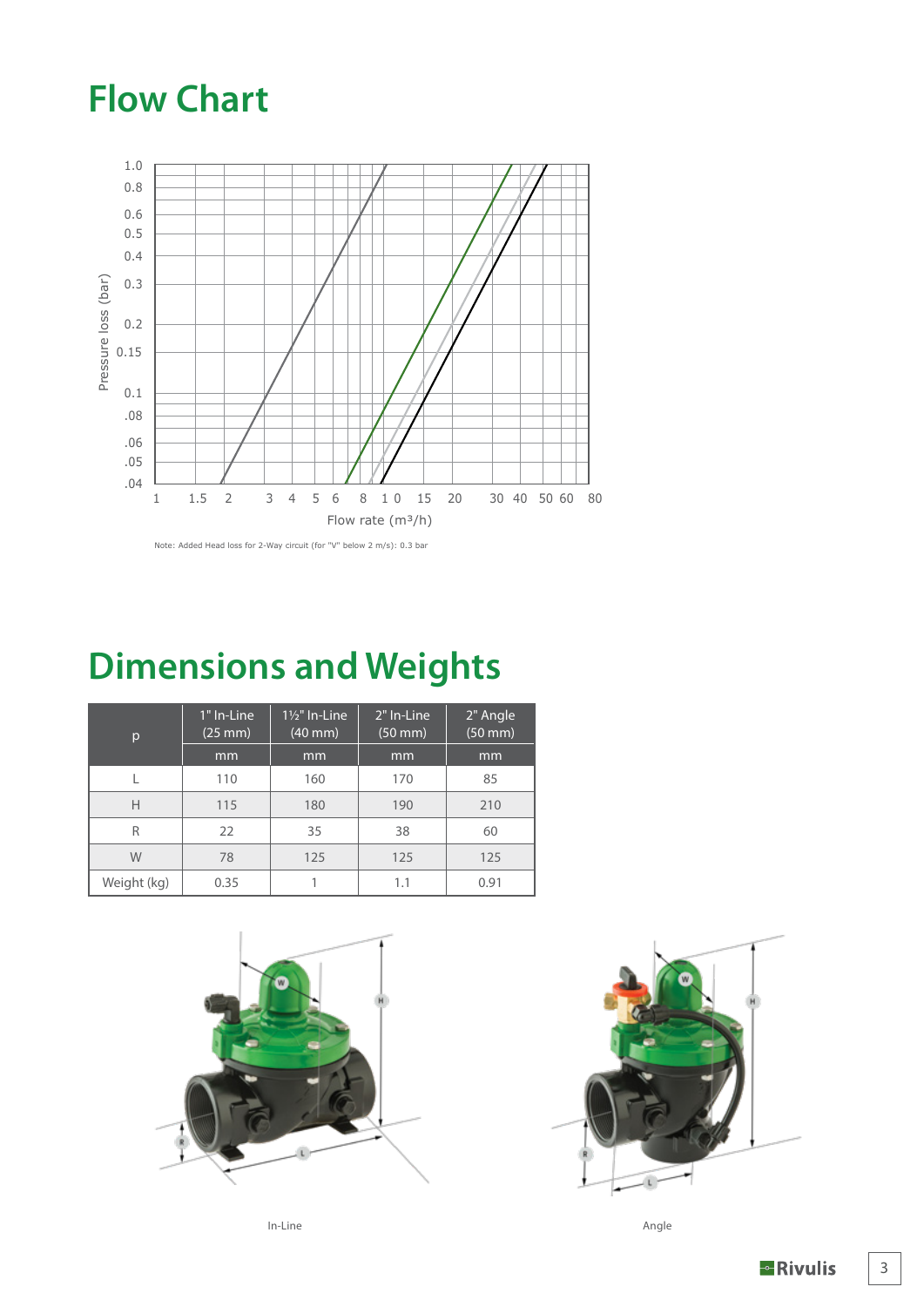# Flow Chart

Pressure loss (bar)

1.0
0.8
0.6
0.5
0.4
0.3
0.2
0.15
0.1
.08
.06
.05
.04

1 1.5 2 3 4 5 6 8 1 0 15 20 30 40 50 60 80

Flow rate (m³/h)

Note: Added Head loss for 2-Way circuit (for "V" below 2 m/s): 0.3 bar

# Dimensions and Weights

| p | 1" In-Line (25 mm) | 1½" In-Line (40 mm) | 2" In-Line (50 mm) | 2" Angle (50 mm) |
|---|---|---|---|---|
| | mm | mm | mm | mm |
| L | 110 | 160 | 170 | 85 |
| H | 115 | 180 | 190 | 210 |
| R | 22 | 35 | 38 | 60 |
| W | 78 | 125 | 125 | 125 |
| Weight (kg) | 0.35 | 1 | 1.1 | 0.91 |

In-Line

Angle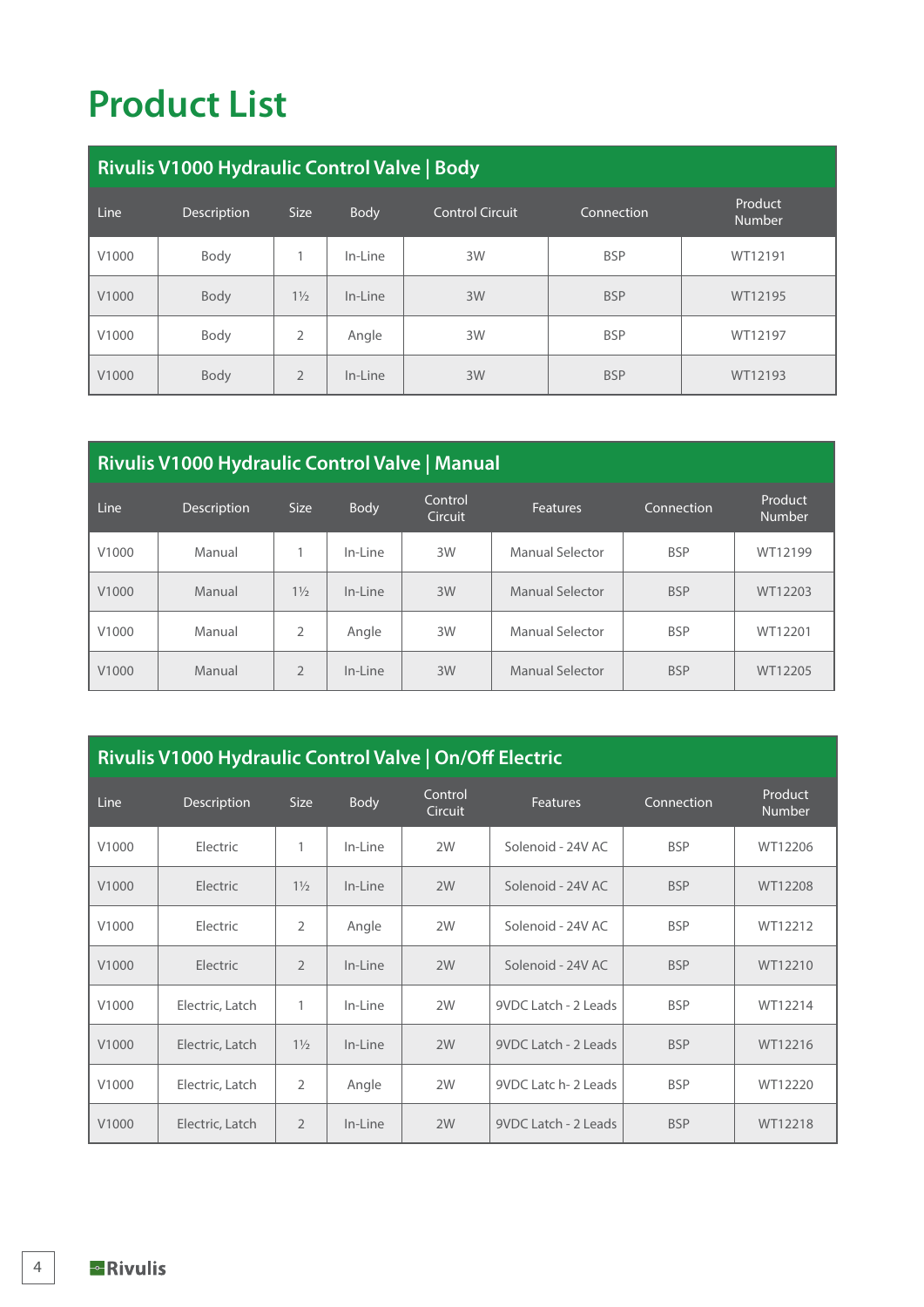# Product List

## Rivulis V1000 Hydraulic Control Valve | Body

| Line | Description | Size | Body | Control Circuit | Connection | Product Number |
|---|---|---|---|---|---|---|
| V1000 | Body | 1 | In-Line | 3W | BSP | WT12191 |
| V1000 | Body | 1½ | In-Line | 3W | BSP | WT12195 |
| V1000 | Body | 2 | Angle | 3W | BSP | WT12197 |
| V1000 | Body | 2 | In-Line | 3W | BSP | WT12193 |

## Rivulis V1000 Hydraulic Control Valve | Manual

| Line | Description | Size | Body | Control Circuit | Features | Connection | Product Number |
|---|---|---|---|---|---|---|---|
| V1000 | Manual | 1 | In-Line | 3W | Manual Selector | BSP | WT12199 |
| V1000 | Manual | 1½ | In-Line | 3W | Manual Selector | BSP | WT12203 |
| V1000 | Manual | 2 | Angle | 3W | Manual Selector | BSP | WT12201 |
| V1000 | Manual | 2 | In-Line | 3W | Manual Selector | BSP | WT12205 |

## Rivulis V1000 Hydraulic Control Valve | On/Off Electric

| Line | Description | Size | Body | Control Circuit | Features | Connection | Product Number |
|---|---|---|---|---|---|---|---|
| V1000 | Electric | 1 | In-Line | 2W | Solenoid - 24V AC | BSP | WT12206 |
| V1000 | Electric | 1½ | In-Line | 2W | Solenoid - 24V AC | BSP | WT12208 |
| V1000 | Electric | 2 | Angle | 2W | Solenoid - 24V AC | BSP | WT12212 |
| V1000 | Electric | 2 | In-Line | 2W | Solenoid - 24V AC | BSP | WT12210 |
| V1000 | Electric, Latch | 1 | In-Line | 2W | 9VDC Latch - 2 Leads | BSP | WT12214 |
| V1000 | Electric, Latch | 1½ | In-Line | 2W | 9VDC Latch - 2 Leads | BSP | WT12216 |
| V1000 | Electric, Latch | 2 | Angle | 2W | 9VDC Latc h- 2 Leads | BSP | WT12220 |
| V1000 | Electric, Latch | 2 | In-Line | 2W | 9VDC Latch - 2 Leads | BSP | WT12218 |

Rivulis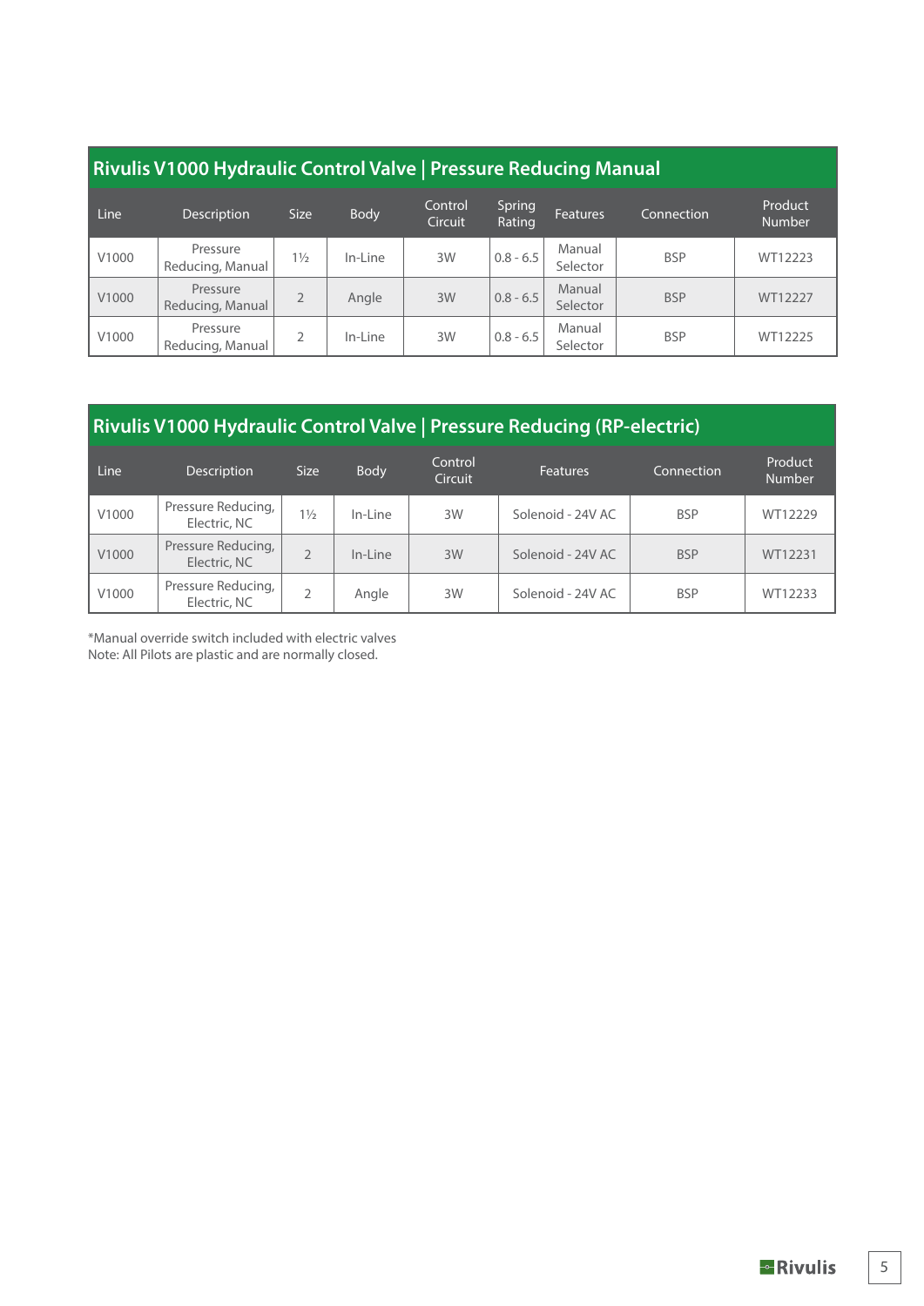## Rivulis V1000 Hydraulic Control Valve | Pressure Reducing Manual

| Line | Description | Size | Body | Control Circuit | Spring Rating | Features | Connection | Product Number |
|---|---|---|---|---|---|---|---|---|
| V1000 | Pressure Reducing, Manual | 1½ | In-Line | 3W | 0.8 - 6.5 | Manual Selector | BSP | WT12223 |
| V1000 | Pressure Reducing, Manual | 2 | Angle | 3W | 0.8 - 6.5 | Manual Selector | BSP | WT12227 |
| V1000 | Pressure Reducing, Manual | 2 | In-Line | 3W | 0.8 - 6.5 | Manual Selector | BSP | WT12225 |

## Rivulis V1000 Hydraulic Control Valve | Pressure Reducing (RP-electric)

| Line | Description | Size | Body | Control Circuit | Features | Connection | Product Number |
|---|---|---|---|---|---|---|---|
| V1000 | Pressure Reducing, Electric, NC | 1½ | In-Line | 3W | Solenoid - 24V AC | BSP | WT12229 |
| V1000 | Pressure Reducing, Electric, NC | 2 | In-Line | 3W | Solenoid - 24V AC | BSP | WT12231 |
| V1000 | Pressure Reducing, Electric, NC | 2 | Angle | 3W | Solenoid - 24V AC | BSP | WT12233 |

*Manual override switch included with electric valves
Note: All Pilots are plastic and are normally closed.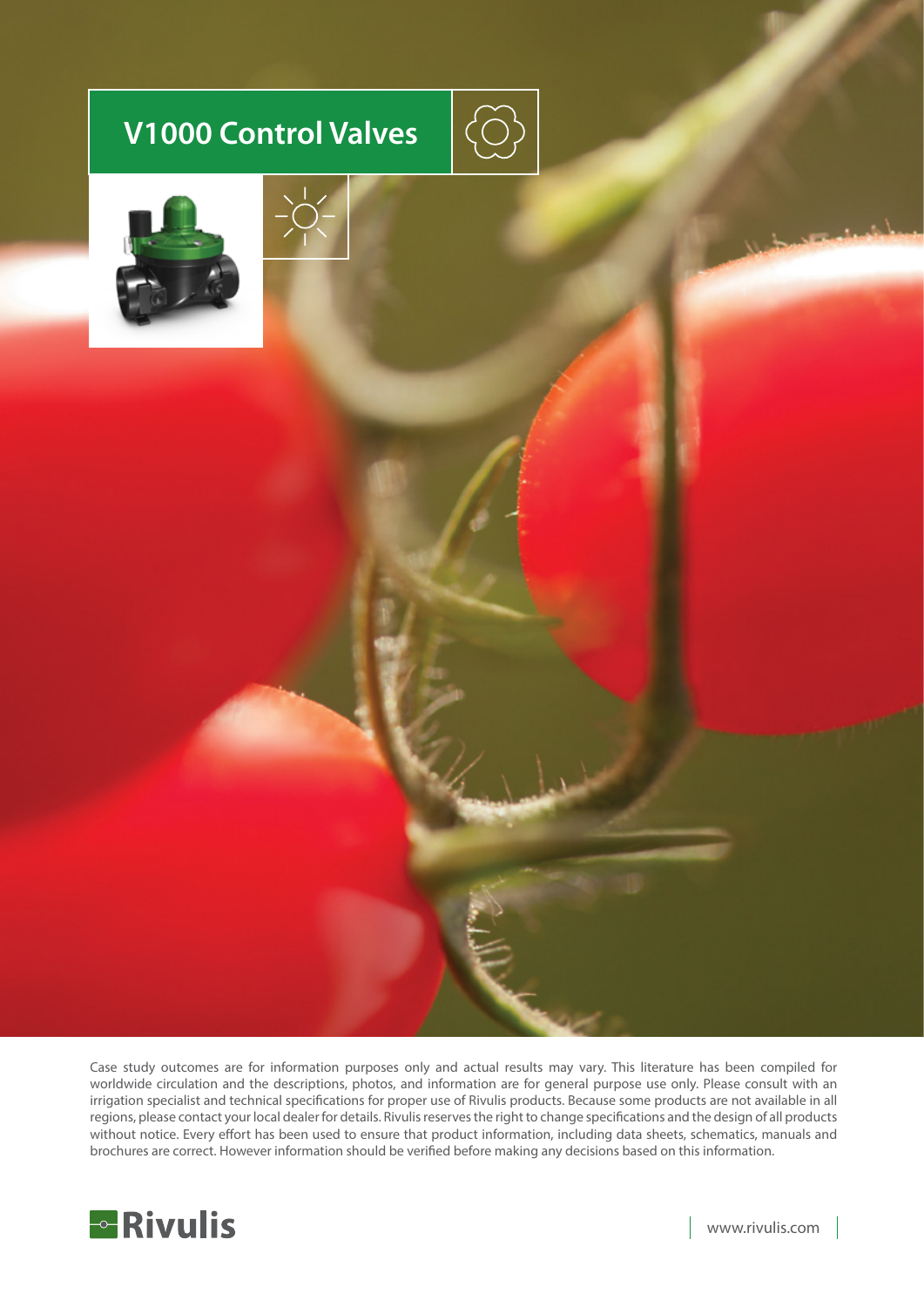# V1000 Control Valves

Case study outcomes are for information purposes only and actual results may vary. This literature has been compiled for worldwide circulation and the descriptions, photos, and information are for general purpose use only. Please consult with an irrigation specialist and technical specifications for proper use of Rivulis products. Because some products are not available in all regions, please contact your local dealer for details. Rivulis reserves the right to change specifications and the design of all products without notice. Every effort has been used to ensure that product information, including data sheets, schematics, manuals and brochures are correct. However information should be verified before making any decisions based on this information.

Rivulis

www.rivulis.com